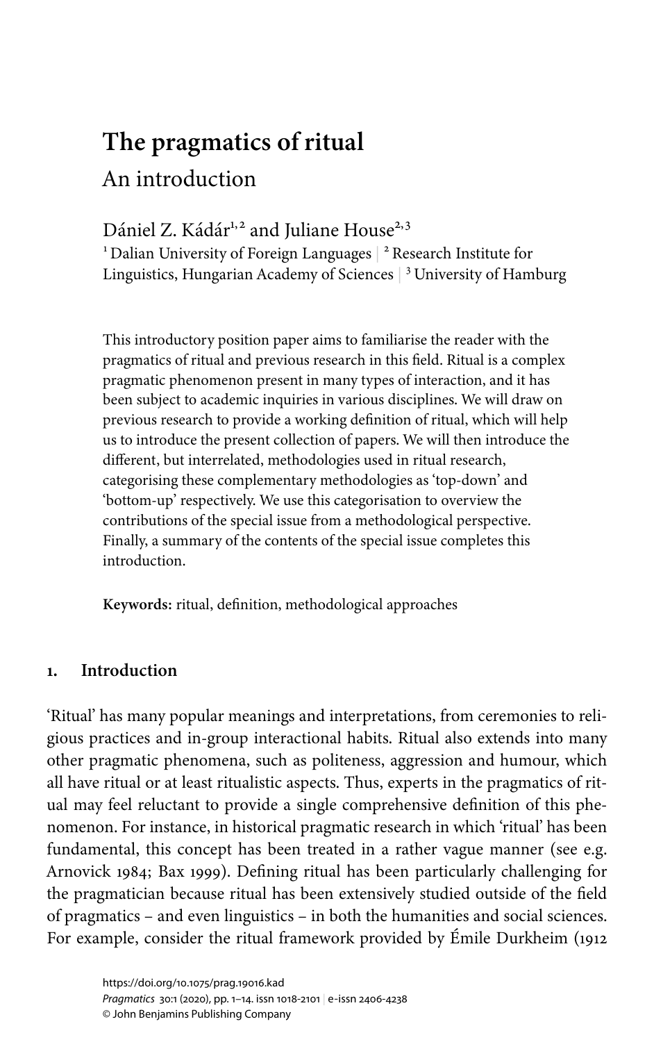# The pragmatics of ritual

## An introduction

Dániel Z. Kádár[1,2] and Juliane House[2,3]

[1] Dalian University of Foreign Languages | [2] Research Institute for Linguistics, Hungarian Academy of Sciences | [3] University of Hamburg

This introductory position paper aims to familiarise the reader with the pragmatics of ritual and previous research in this field. Ritual is a complex pragmatic phenomenon present in many types of interaction, and it has been subject to academic inquiries in various disciplines. We will draw on previous research to provide a working definition of ritual, which will help us to introduce the present collection of papers. We will then introduce the different, but interrelated, methodologies used in ritual research, categorising these complementary methodologies as 'top-down' and 'bottom-up' respectively. We use this categorisation to overview the contributions of the special issue from a methodological perspective. Finally, a summary of the contents of the special issue completes this introduction.

**Keywords:** ritual, definition, methodological approaches

## 1. Introduction

'Ritual' has many popular meanings and interpretations, from ceremonies to religious practices and in-group interactional habits. Ritual also extends into many other pragmatic phenomena, such as politeness, aggression and humour, which all have ritual or at least ritualistic aspects. Thus, experts in the pragmatics of ritual may feel reluctant to provide a single comprehensive definition of this phenomenon. For instance, in historical pragmatic research in which 'ritual' has been fundamental, this concept has been treated in a rather vague manner (see e.g. Arnovick 1984; Bax 1999). Defining ritual has been particularly challenging for the pragmatician because ritual has been extensively studied outside of the field of pragmatics – and even linguistics – in both the humanities and social sciences. For example, consider the ritual framework provided by Émile Durkheim (1912

https://doi.org/10.1075/prag.19016.kad
*Pragmatics* 30:1 (2020), pp. 1–14. issn 1018-2101 | e-issn 2406-4238
© John Benjamins Publishing Company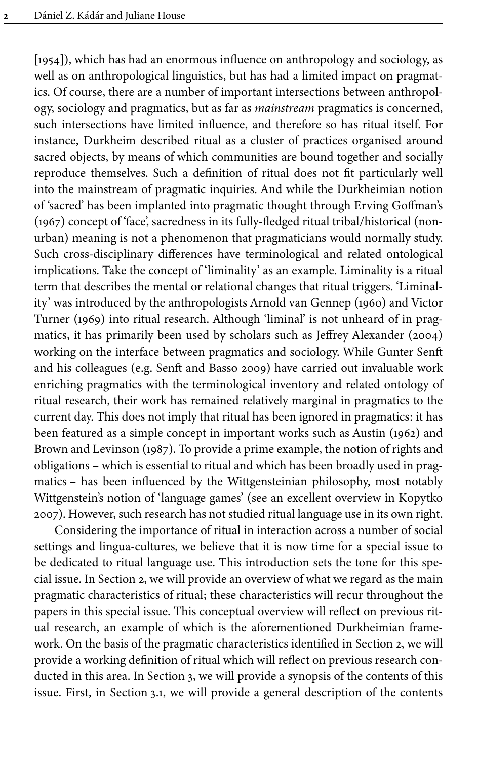[1954]), which has had an enormous influence on anthropology and sociology, as well as on anthropological linguistics, but has had a limited impact on pragmatics. Of course, there are a number of important intersections between anthropology, sociology and pragmatics, but as far as *mainstream* pragmatics is concerned, such intersections have limited influence, and therefore so has ritual itself. For instance, Durkheim described ritual as a cluster of practices organised around sacred objects, by means of which communities are bound together and socially reproduce themselves. Such a definition of ritual does not fit particularly well into the mainstream of pragmatic inquiries. And while the Durkheimian notion of 'sacred' has been implanted into pragmatic thought through Erving Goffman's (1967) concept of 'face', sacredness in its fully-fledged ritual tribal/historical (non-urban) meaning is not a phenomenon that pragmaticians would normally study. Such cross-disciplinary differences have terminological and related ontological implications. Take the concept of 'liminality' as an example. Liminality is a ritual term that describes the mental or relational changes that ritual triggers. 'Liminality' was introduced by the anthropologists Arnold van Gennep (1960) and Victor Turner (1969) into ritual research. Although 'liminal' is not unheard of in pragmatics, it has primarily been used by scholars such as Jeffrey Alexander (2004) working on the interface between pragmatics and sociology. While Gunter Senft and his colleagues (e.g. Senft and Basso 2009) have carried out invaluable work enriching pragmatics with the terminological inventory and related ontology of ritual research, their work has remained relatively marginal in pragmatics to the current day. This does not imply that ritual has been ignored in pragmatics: it has been featured as a simple concept in important works such as Austin (1962) and Brown and Levinson (1987). To provide a prime example, the notion of rights and obligations – which is essential to ritual and which has been broadly used in pragmatics – has been influenced by the Wittgensteinian philosophy, most notably Wittgenstein's notion of 'language games' (see an excellent overview in Kopytko 2007). However, such research has not studied ritual language use in its own right.

Considering the importance of ritual in interaction across a number of social settings and lingua-cultures, we believe that it is now time for a special issue to be dedicated to ritual language use. This introduction sets the tone for this special issue. In Section 2, we will provide an overview of what we regard as the main pragmatic characteristics of ritual; these characteristics will recur throughout the papers in this special issue. This conceptual overview will reflect on previous ritual research, an example of which is the aforementioned Durkheimian framework. On the basis of the pragmatic characteristics identified in Section 2, we will provide a working definition of ritual which will reflect on previous research conducted in this area. In Section 3, we will provide a synopsis of the contents of this issue. First, in Section 3.1, we will provide a general description of the contents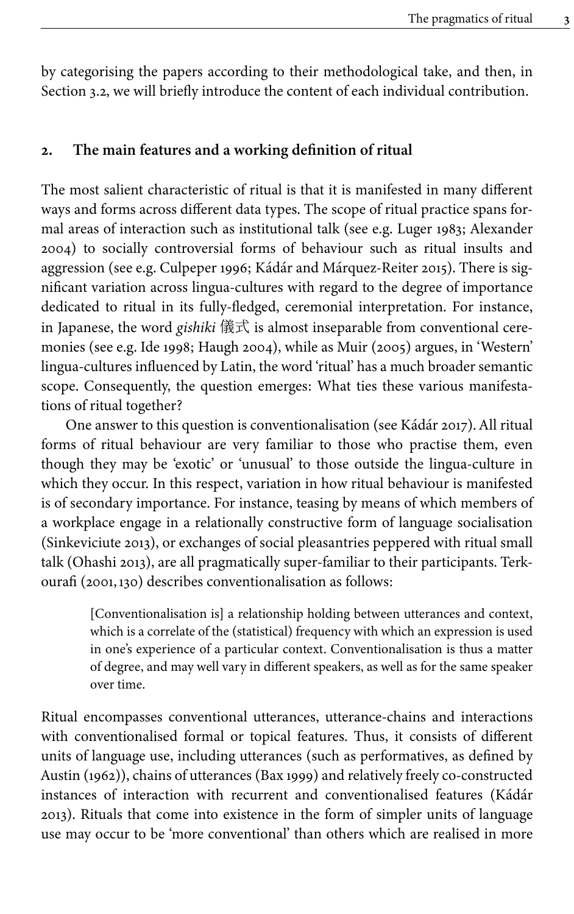by categorising the papers according to their methodological take, and then, in Section 3.2, we will briefly introduce the content of each individual contribution.

## 2. The main features and a working definition of ritual

The most salient characteristic of ritual is that it is manifested in many different ways and forms across different data types. The scope of ritual practice spans formal areas of interaction such as institutional talk (see e.g. Luger 1983; Alexander 2004) to socially controversial forms of behaviour such as ritual insults and aggression (see e.g. Culpeper 1996; Kádár and Márquez-Reiter 2015). There is significant variation across lingua-cultures with regard to the degree of importance dedicated to ritual in its fully-fledged, ceremonial interpretation. For instance, in Japanese, the word *gishiki* 儀式 is almost inseparable from conventional ceremonies (see e.g. Ide 1998; Haugh 2004), while as Muir (2005) argues, in 'Western' lingua-cultures influenced by Latin, the word 'ritual' has a much broader semantic scope. Consequently, the question emerges: What ties these various manifestations of ritual together?

One answer to this question is conventionalisation (see Kádár 2017). All ritual forms of ritual behaviour are very familiar to those who practise them, even though they may be 'exotic' or 'unusual' to those outside the lingua-culture in which they occur. In this respect, variation in how ritual behaviour is manifested is of secondary importance. For instance, teasing by means of which members of a workplace engage in a relationally constructive form of language socialisation (Sinkeviciute 2013), or exchanges of social pleasantries peppered with ritual small talk (Ohashi 2013), are all pragmatically super-familiar to their participants. Terkourafi (2001, 130) describes conventionalisation as follows:

> [Conventionalisation is] a relationship holding between utterances and context, which is a correlate of the (statistical) frequency with which an expression is used in one's experience of a particular context. Conventionalisation is thus a matter of degree, and may well vary in different speakers, as well as for the same speaker over time.

Ritual encompasses conventional utterances, utterance-chains and interactions with conventionalised formal or topical features. Thus, it consists of different units of language use, including utterances (such as performatives, as defined by Austin (1962)), chains of utterances (Bax 1999) and relatively freely co-constructed instances of interaction with recurrent and conventionalised features (Kádár 2013). Rituals that come into existence in the form of simpler units of language use may occur to be 'more conventional' than others which are realised in more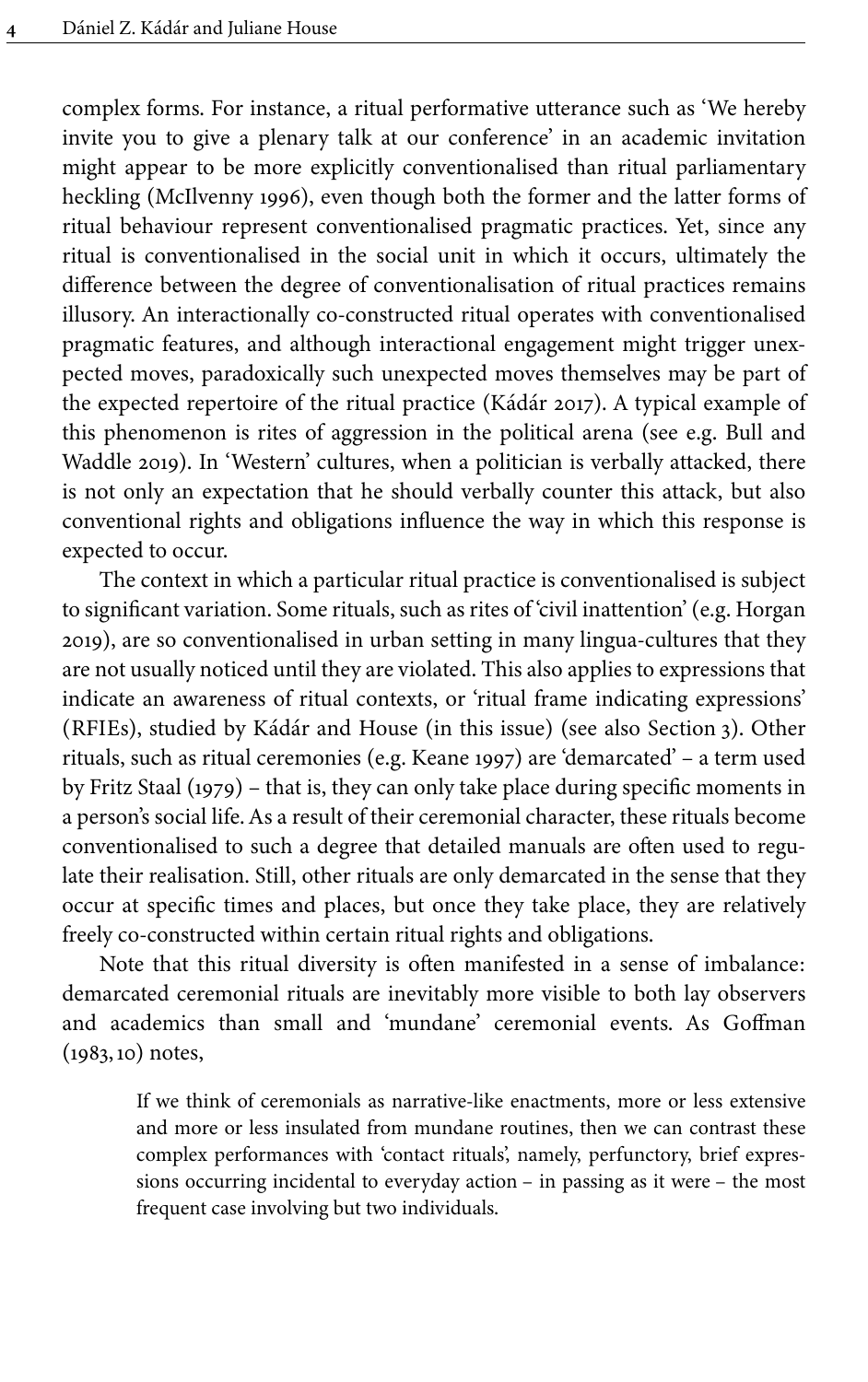complex forms. For instance, a ritual performative utterance such as 'We hereby invite you to give a plenary talk at our conference' in an academic invitation might appear to be more explicitly conventionalised than ritual parliamentary heckling (McIlvenny 1996), even though both the former and the latter forms of ritual behaviour represent conventionalised pragmatic practices. Yet, since any ritual is conventionalised in the social unit in which it occurs, ultimately the difference between the degree of conventionalisation of ritual practices remains illusory. An interactionally co-constructed ritual operates with conventionalised pragmatic features, and although interactional engagement might trigger unexpected moves, paradoxically such unexpected moves themselves may be part of the expected repertoire of the ritual practice (Kádár 2017). A typical example of this phenomenon is rites of aggression in the political arena (see e.g. Bull and Waddle 2019). In 'Western' cultures, when a politician is verbally attacked, there is not only an expectation that he should verbally counter this attack, but also conventional rights and obligations influence the way in which this response is expected to occur.

The context in which a particular ritual practice is conventionalised is subject to significant variation. Some rituals, such as rites of 'civil inattention' (e.g. Horgan 2019), are so conventionalised in urban setting in many lingua-cultures that they are not usually noticed until they are violated. This also applies to expressions that indicate an awareness of ritual contexts, or 'ritual frame indicating expressions' (RFIEs), studied by Kádár and House (in this issue) (see also Section 3). Other rituals, such as ritual ceremonies (e.g. Keane 1997) are 'demarcated' – a term used by Fritz Staal (1979) – that is, they can only take place during specific moments in a person's social life. As a result of their ceremonial character, these rituals become conventionalised to such a degree that detailed manuals are often used to regulate their realisation. Still, other rituals are only demarcated in the sense that they occur at specific times and places, but once they take place, they are relatively freely co-constructed within certain ritual rights and obligations.

Note that this ritual diversity is often manifested in a sense of imbalance: demarcated ceremonial rituals are inevitably more visible to both lay observers and academics than small and 'mundane' ceremonial events. As Goffman (1983, 10) notes,

> If we think of ceremonials as narrative-like enactments, more or less extensive and more or less insulated from mundane routines, then we can contrast these complex performances with 'contact rituals', namely, perfunctory, brief expressions occurring incidental to everyday action – in passing as it were – the most frequent case involving but two individuals.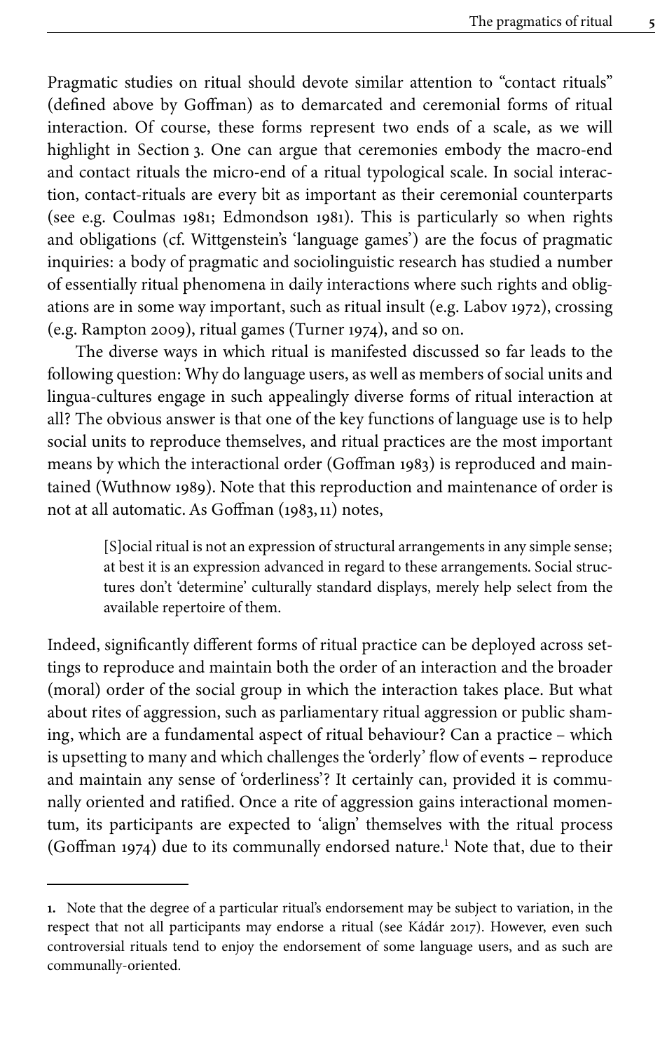Pragmatic studies on ritual should devote similar attention to "contact rituals" (defined above by Goffman) as to demarcated and ceremonial forms of ritual interaction. Of course, these forms represent two ends of a scale, as we will highlight in Section 3. One can argue that ceremonies embody the macro-end and contact rituals the micro-end of a ritual typological scale. In social interaction, contact-rituals are every bit as important as their ceremonial counterparts (see e.g. Coulmas 1981; Edmondson 1981). This is particularly so when rights and obligations (cf. Wittgenstein's 'language games') are the focus of pragmatic inquiries: a body of pragmatic and sociolinguistic research has studied a number of essentially ritual phenomena in daily interactions where such rights and obligations are in some way important, such as ritual insult (e.g. Labov 1972), crossing (e.g. Rampton 2009), ritual games (Turner 1974), and so on.

The diverse ways in which ritual is manifested discussed so far leads to the following question: Why do language users, as well as members of social units and lingua-cultures engage in such appealingly diverse forms of ritual interaction at all? The obvious answer is that one of the key functions of language use is to help social units to reproduce themselves, and ritual practices are the most important means by which the interactional order (Goffman 1983) is reproduced and maintained (Wuthnow 1989). Note that this reproduction and maintenance of order is not at all automatic. As Goffman (1983, 11) notes,

> [S]ocial ritual is not an expression of structural arrangements in any simple sense; at best it is an expression advanced in regard to these arrangements. Social structures don't 'determine' culturally standard displays, merely help select from the available repertoire of them.

Indeed, significantly different forms of ritual practice can be deployed across settings to reproduce and maintain both the order of an interaction and the broader (moral) order of the social group in which the interaction takes place. But what about rites of aggression, such as parliamentary ritual aggression or public shaming, which are a fundamental aspect of ritual behaviour? Can a practice – which is upsetting to many and which challenges the 'orderly' flow of events – reproduce and maintain any sense of 'orderliness'? It certainly can, provided it is communally oriented and ratified. Once a rite of aggression gains interactional momentum, its participants are expected to 'align' themselves with the ritual process (Goffman 1974) due to its communally endorsed nature.[1] Note that, due to their

---

1. Note that the degree of a particular ritual's endorsement may be subject to variation, in the respect that not all participants may endorse a ritual (see Kádár 2017). However, even such controversial rituals tend to enjoy the endorsement of some language users, and as such are communally-oriented.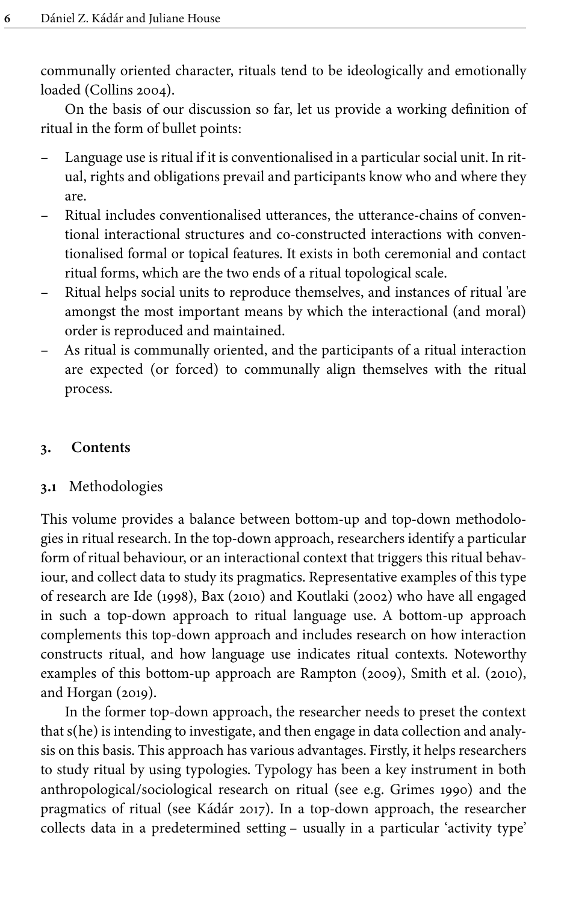communally oriented character, rituals tend to be ideologically and emotionally loaded (Collins 2004).

On the basis of our discussion so far, let us provide a working definition of ritual in the form of bullet points:

- Language use is ritual if it is conventionalised in a particular social unit. In ritual, rights and obligations prevail and participants know who and where they are.
- Ritual includes conventionalised utterances, the utterance-chains of conventional interactional structures and co-constructed interactions with conventionalised formal or topical features. It exists in both ceremonial and contact ritual forms, which are the two ends of a ritual topological scale.
- Ritual helps social units to reproduce themselves, and instances of ritual 'are amongst the most important means by which the interactional (and moral) order is reproduced and maintained.
- As ritual is communally oriented, and the participants of a ritual interaction are expected (or forced) to communally align themselves with the ritual process.

## 3. Contents

### 3.1 Methodologies

This volume provides a balance between bottom-up and top-down methodologies in ritual research. In the top-down approach, researchers identify a particular form of ritual behaviour, or an interactional context that triggers this ritual behaviour, and collect data to study its pragmatics. Representative examples of this type of research are Ide (1998), Bax (2010) and Koutlaki (2002) who have all engaged in such a top-down approach to ritual language use. A bottom-up approach complements this top-down approach and includes research on how interaction constructs ritual, and how language use indicates ritual contexts. Noteworthy examples of this bottom-up approach are Rampton (2009), Smith et al. (2010), and Horgan (2019).

In the former top-down approach, the researcher needs to preset the context that s(he) is intending to investigate, and then engage in data collection and analysis on this basis. This approach has various advantages. Firstly, it helps researchers to study ritual by using typologies. Typology has been a key instrument in both anthropological/sociological research on ritual (see e.g. Grimes 1990) and the pragmatics of ritual (see Kádár 2017). In a top-down approach, the researcher collects data in a predetermined setting – usually in a particular 'activity type'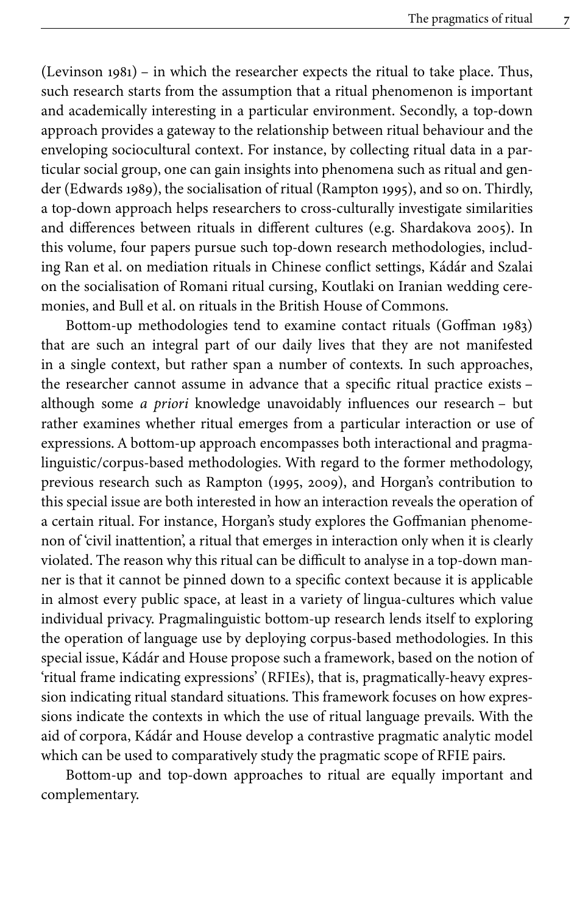(Levinson 1981) – in which the researcher expects the ritual to take place. Thus, such research starts from the assumption that a ritual phenomenon is important and academically interesting in a particular environment. Secondly, a top-down approach provides a gateway to the relationship between ritual behaviour and the enveloping sociocultural context. For instance, by collecting ritual data in a particular social group, one can gain insights into phenomena such as ritual and gender (Edwards 1989), the socialisation of ritual (Rampton 1995), and so on. Thirdly, a top-down approach helps researchers to cross-culturally investigate similarities and differences between rituals in different cultures (e.g. Shardakova 2005). In this volume, four papers pursue such top-down research methodologies, including Ran et al. on mediation rituals in Chinese conflict settings, Kádár and Szalai on the socialisation of Romani ritual cursing, Koutlaki on Iranian wedding ceremonies, and Bull et al. on rituals in the British House of Commons.

Bottom-up methodologies tend to examine contact rituals (Goffman 1983) that are such an integral part of our daily lives that they are not manifested in a single context, but rather span a number of contexts. In such approaches, the researcher cannot assume in advance that a specific ritual practice exists – although some *a priori* knowledge unavoidably influences our research – but rather examines whether ritual emerges from a particular interaction or use of expressions. A bottom-up approach encompasses both interactional and pragmalinguistic/corpus-based methodologies. With regard to the former methodology, previous research such as Rampton (1995, 2009), and Horgan's contribution to this special issue are both interested in how an interaction reveals the operation of a certain ritual. For instance, Horgan's study explores the Goffmanian phenomenon of 'civil inattention', a ritual that emerges in interaction only when it is clearly violated. The reason why this ritual can be difficult to analyse in a top-down manner is that it cannot be pinned down to a specific context because it is applicable in almost every public space, at least in a variety of lingua-cultures which value individual privacy. Pragmalinguistic bottom-up research lends itself to exploring the operation of language use by deploying corpus-based methodologies. In this special issue, Kádár and House propose such a framework, based on the notion of 'ritual frame indicating expressions' (RFIEs), that is, pragmatically-heavy expression indicating ritual standard situations. This framework focuses on how expressions indicate the contexts in which the use of ritual language prevails. With the aid of corpora, Kádár and House develop a contrastive pragmatic analytic model which can be used to comparatively study the pragmatic scope of RFIE pairs.

Bottom-up and top-down approaches to ritual are equally important and complementary.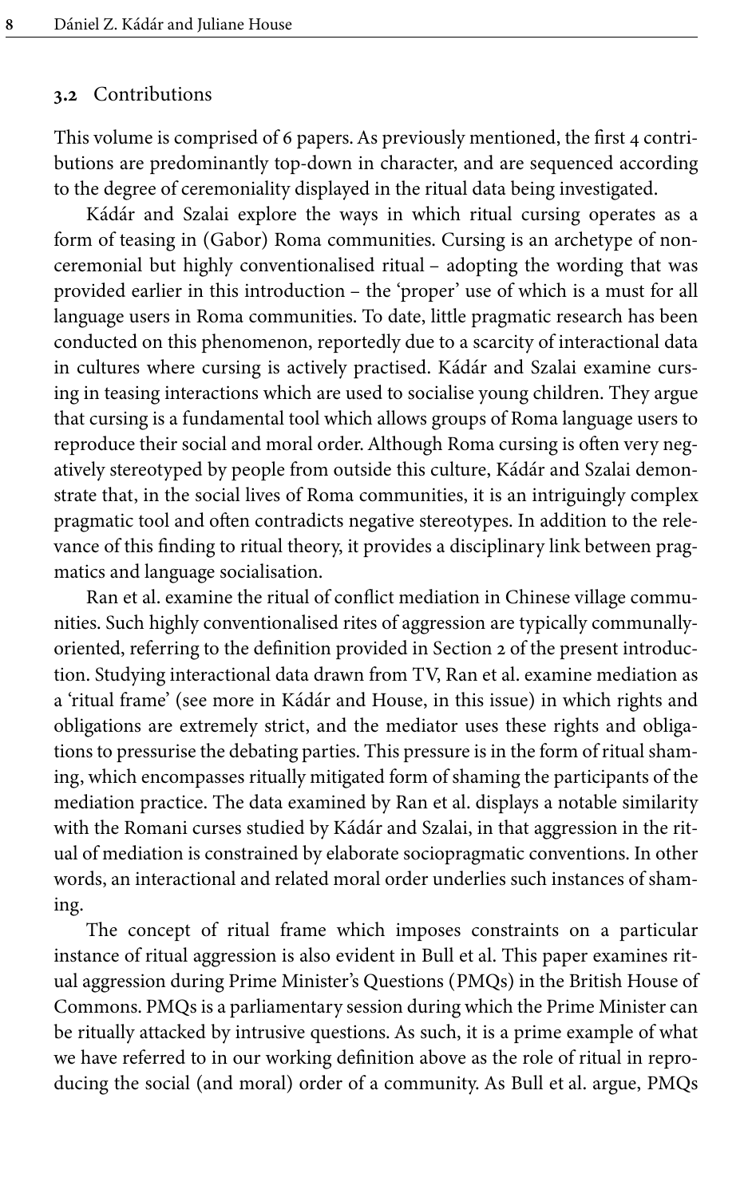### 3.2 Contributions

This volume is comprised of 6 papers. As previously mentioned, the first 4 contributions are predominantly top-down in character, and are sequenced according to the degree of ceremoniality displayed in the ritual data being investigated.

Kádár and Szalai explore the ways in which ritual cursing operates as a form of teasing in (Gabor) Roma communities. Cursing is an archetype of non-ceremonial but highly conventionalised ritual – adopting the wording that was provided earlier in this introduction – the 'proper' use of which is a must for all language users in Roma communities. To date, little pragmatic research has been conducted on this phenomenon, reportedly due to a scarcity of interactional data in cultures where cursing is actively practised. Kádár and Szalai examine cursing in teasing interactions which are used to socialise young children. They argue that cursing is a fundamental tool which allows groups of Roma language users to reproduce their social and moral order. Although Roma cursing is often very negatively stereotyped by people from outside this culture, Kádár and Szalai demonstrate that, in the social lives of Roma communities, it is an intriguingly complex pragmatic tool and often contradicts negative stereotypes. In addition to the relevance of this finding to ritual theory, it provides a disciplinary link between pragmatics and language socialisation.

Ran et al. examine the ritual of conflict mediation in Chinese village communities. Such highly conventionalised rites of aggression are typically communally-oriented, referring to the definition provided in Section 2 of the present introduction. Studying interactional data drawn from TV, Ran et al. examine mediation as a 'ritual frame' (see more in Kádár and House, in this issue) in which rights and obligations are extremely strict, and the mediator uses these rights and obligations to pressurise the debating parties. This pressure is in the form of ritual shaming, which encompasses ritually mitigated form of shaming the participants of the mediation practice. The data examined by Ran et al. displays a notable similarity with the Romani curses studied by Kádár and Szalai, in that aggression in the ritual of mediation is constrained by elaborate sociopragmatic conventions. In other words, an interactional and related moral order underlies such instances of shaming.

The concept of ritual frame which imposes constraints on a particular instance of ritual aggression is also evident in Bull et al. This paper examines ritual aggression during Prime Minister's Questions (PMQs) in the British House of Commons. PMQs is a parliamentary session during which the Prime Minister can be ritually attacked by intrusive questions. As such, it is a prime example of what we have referred to in our working definition above as the role of ritual in reproducing the social (and moral) order of a community. As Bull et al. argue, PMQs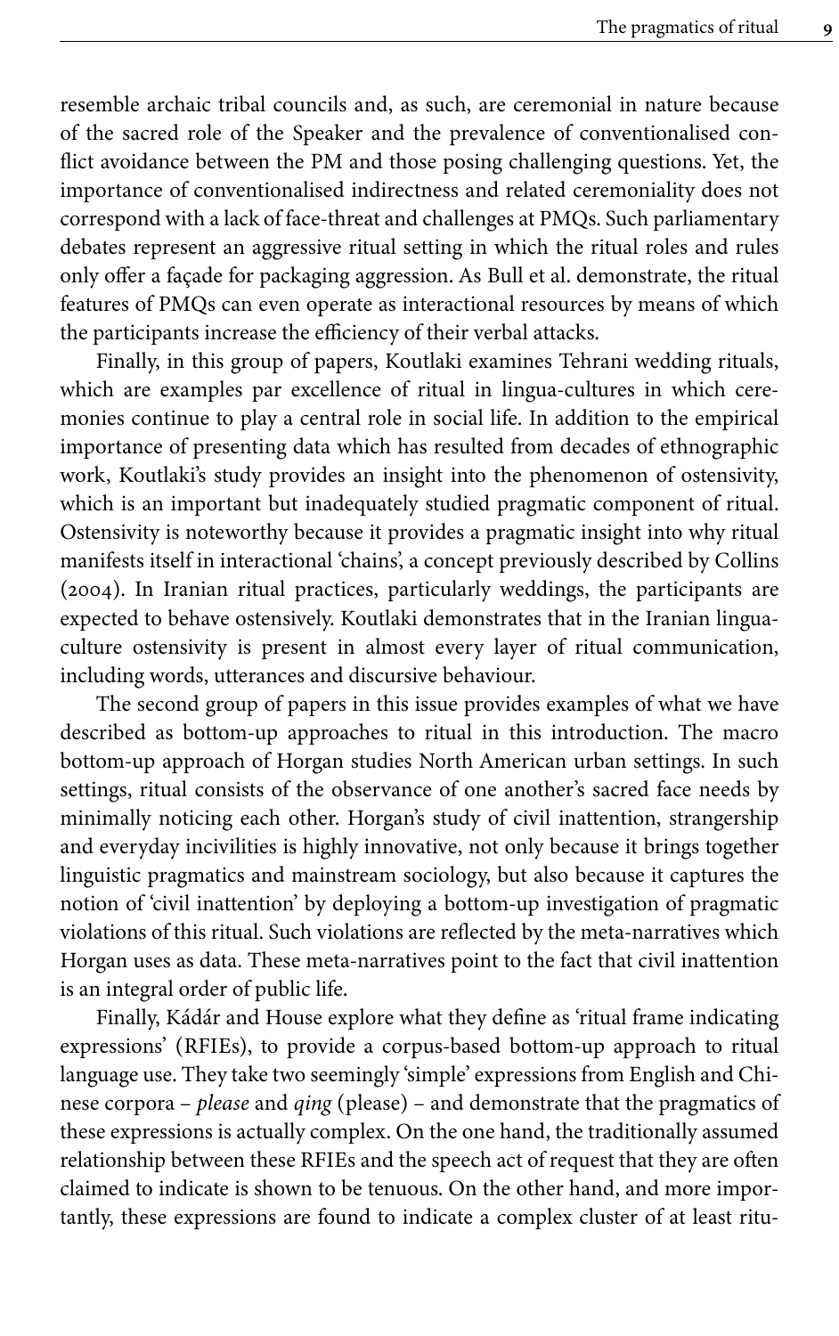resemble archaic tribal councils and, as such, are ceremonial in nature because of the sacred role of the Speaker and the prevalence of conventionalised conflict avoidance between the PM and those posing challenging questions. Yet, the importance of conventionalised indirectness and related ceremoniality does not correspond with a lack of face-threat and challenges at PMQs. Such parliamentary debates represent an aggressive ritual setting in which the ritual roles and rules only offer a façade for packaging aggression. As Bull et al. demonstrate, the ritual features of PMQs can even operate as interactional resources by means of which the participants increase the efficiency of their verbal attacks.

Finally, in this group of papers, Koutlaki examines Tehrani wedding rituals, which are examples par excellence of ritual in lingua-cultures in which ceremonies continue to play a central role in social life. In addition to the empirical importance of presenting data which has resulted from decades of ethnographic work, Koutlaki's study provides an insight into the phenomenon of ostensivity, which is an important but inadequately studied pragmatic component of ritual. Ostensivity is noteworthy because it provides a pragmatic insight into why ritual manifests itself in interactional 'chains', a concept previously described by Collins (2004). In Iranian ritual practices, particularly weddings, the participants are expected to behave ostensively. Koutlaki demonstrates that in the Iranian lingua-culture ostensivity is present in almost every layer of ritual communication, including words, utterances and discursive behaviour.

The second group of papers in this issue provides examples of what we have described as bottom-up approaches to ritual in this introduction. The macro bottom-up approach of Horgan studies North American urban settings. In such settings, ritual consists of the observance of one another's sacred face needs by minimally noticing each other. Horgan's study of civil inattention, strangership and everyday incivilities is highly innovative, not only because it brings together linguistic pragmatics and mainstream sociology, but also because it captures the notion of 'civil inattention' by deploying a bottom-up investigation of pragmatic violations of this ritual. Such violations are reflected by the meta-narratives which Horgan uses as data. These meta-narratives point to the fact that civil inattention is an integral order of public life.

Finally, Kádár and House explore what they define as 'ritual frame indicating expressions' (RFIEs), to provide a corpus-based bottom-up approach to ritual language use. They take two seemingly 'simple' expressions from English and Chinese corpora – *please* and *qing* (please) – and demonstrate that the pragmatics of these expressions is actually complex. On the one hand, the traditionally assumed relationship between these RFIEs and the speech act of request that they are often claimed to indicate is shown to be tenuous. On the other hand, and more importantly, these expressions are found to indicate a complex cluster of at least ritu-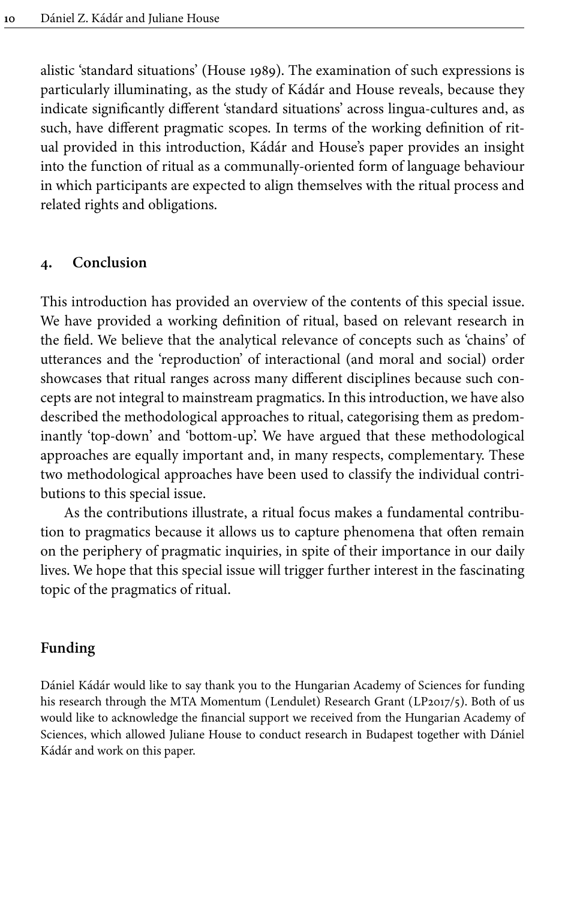alistic 'standard situations' (House 1989). The examination of such expressions is particularly illuminating, as the study of Kádár and House reveals, because they indicate significantly different 'standard situations' across lingua-cultures and, as such, have different pragmatic scopes. In terms of the working definition of ritual provided in this introduction, Kádár and House's paper provides an insight into the function of ritual as a communally-oriented form of language behaviour in which participants are expected to align themselves with the ritual process and related rights and obligations.

## 4. Conclusion

This introduction has provided an overview of the contents of this special issue. We have provided a working definition of ritual, based on relevant research in the field. We believe that the analytical relevance of concepts such as 'chains' of utterances and the 'reproduction' of interactional (and moral and social) order showcases that ritual ranges across many different disciplines because such concepts are not integral to mainstream pragmatics. In this introduction, we have also described the methodological approaches to ritual, categorising them as predominantly 'top-down' and 'bottom-up'. We have argued that these methodological approaches are equally important and, in many respects, complementary. These two methodological approaches have been used to classify the individual contributions to this special issue.

As the contributions illustrate, a ritual focus makes a fundamental contribution to pragmatics because it allows us to capture phenomena that often remain on the periphery of pragmatic inquiries, in spite of their importance in our daily lives. We hope that this special issue will trigger further interest in the fascinating topic of the pragmatics of ritual.

## Funding

Dániel Kádár would like to say thank you to the Hungarian Academy of Sciences for funding his research through the MTA Momentum (Lendulet) Research Grant (LP2017/5). Both of us would like to acknowledge the financial support we received from the Hungarian Academy of Sciences, which allowed Juliane House to conduct research in Budapest together with Dániel Kádár and work on this paper.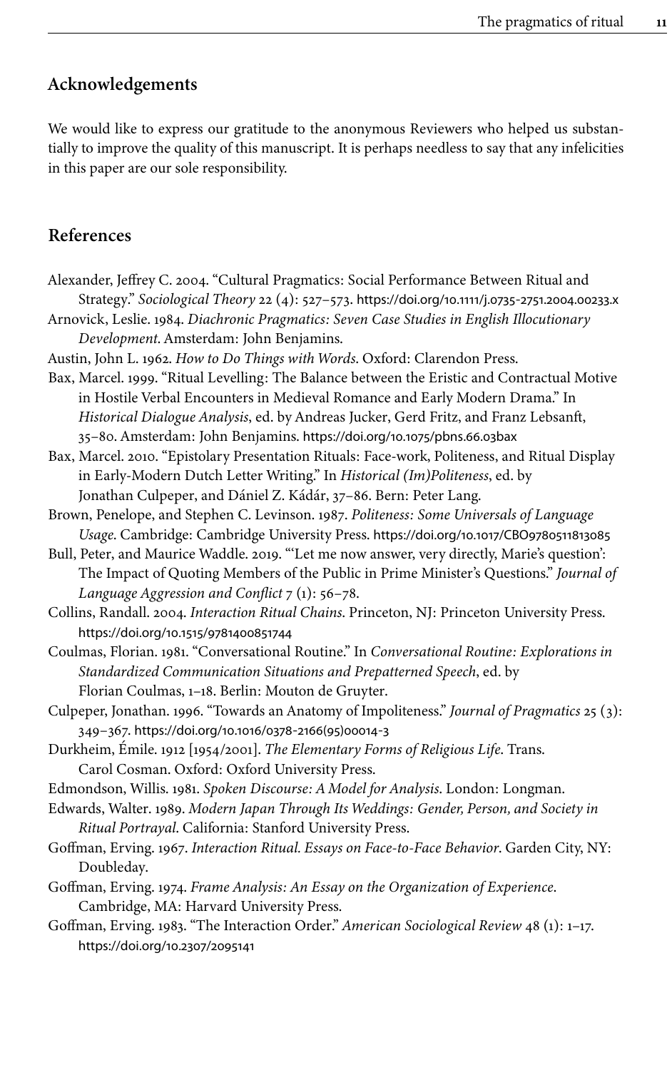## Acknowledgements

We would like to express our gratitude to the anonymous Reviewers who helped us substantially to improve the quality of this manuscript. It is perhaps needless to say that any infelicities in this paper are our sole responsibility.

## References

Alexander, Jeffrey C. 2004. "Cultural Pragmatics: Social Performance Between Ritual and Strategy." *Sociological Theory* 22 (4): 527–573. https://doi.org/10.1111/j.0735-2751.2004.00233.x

Arnovick, Leslie. 1984. *Diachronic Pragmatics: Seven Case Studies in English Illocutionary Development*. Amsterdam: John Benjamins.

Austin, John L. 1962. *How to Do Things with Words*. Oxford: Clarendon Press.

Bax, Marcel. 1999. "Ritual Levelling: The Balance between the Eristic and Contractual Motive in Hostile Verbal Encounters in Medieval Romance and Early Modern Drama." In *Historical Dialogue Analysis*, ed. by Andreas Jucker, Gerd Fritz, and Franz Lebsanft, 35–80. Amsterdam: John Benjamins. https://doi.org/10.1075/pbns.66.03bax

Bax, Marcel. 2010. "Epistolary Presentation Rituals: Face-work, Politeness, and Ritual Display in Early-Modern Dutch Letter Writing." In *Historical (Im)Politeness*, ed. by Jonathan Culpeper, and Dániel Z. Kádár, 37–86. Bern: Peter Lang.

Brown, Penelope, and Stephen C. Levinson. 1987. *Politeness: Some Universals of Language Usage*. Cambridge: Cambridge University Press. https://doi.org/10.1017/CBO9780511813085

Bull, Peter, and Maurice Waddle. 2019. "'Let me now answer, very directly, Marie's question': The Impact of Quoting Members of the Public in Prime Minister's Questions." *Journal of Language Aggression and Conflict* 7 (1): 56–78.

Collins, Randall. 2004. *Interaction Ritual Chains*. Princeton, NJ: Princeton University Press. https://doi.org/10.1515/9781400851744

Coulmas, Florian. 1981. "Conversational Routine." In *Conversational Routine: Explorations in Standardized Communication Situations and Prepatterned Speech*, ed. by Florian Coulmas, 1–18. Berlin: Mouton de Gruyter.

Culpeper, Jonathan. 1996. "Towards an Anatomy of Impoliteness." *Journal of Pragmatics* 25 (3): 349–367. https://doi.org/10.1016/0378-2166(95)00014-3

Durkheim, Émile. 1912 [1954/2001]. *The Elementary Forms of Religious Life*. Trans. Carol Cosman. Oxford: Oxford University Press.

Edmondson, Willis. 1981. *Spoken Discourse: A Model for Analysis*. London: Longman.

Edwards, Walter. 1989. *Modern Japan Through Its Weddings: Gender, Person, and Society in Ritual Portrayal*. California: Stanford University Press.

Goffman, Erving. 1967. *Interaction Ritual. Essays on Face-to-Face Behavior*. Garden City, NY: Doubleday.

Goffman, Erving. 1974. *Frame Analysis: An Essay on the Organization of Experience*. Cambridge, MA: Harvard University Press.

Goffman, Erving. 1983. "The Interaction Order." *American Sociological Review* 48 (1): 1–17. https://doi.org/10.2307/2095141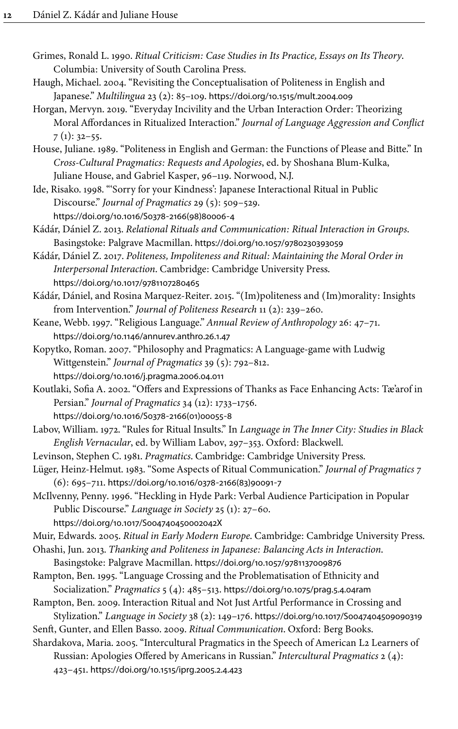Grimes, Ronald L. 1990. *Ritual Criticism: Case Studies in Its Practice, Essays on Its Theory*. Columbia: University of South Carolina Press.

Haugh, Michael. 2004. "Revisiting the Conceptualisation of Politeness in English and Japanese." *Multilingua* 23 (2): 85–109. https://doi.org/10.1515/mult.2004.009

Horgan, Mervyn. 2019. "Everyday Incivility and the Urban Interaction Order: Theorizing Moral Affordances in Ritualized Interaction." *Journal of Language Aggression and Conflict* 7 (1): 32–55.

House, Juliane. 1989. "Politeness in English and German: the Functions of Please and Bitte." In *Cross-Cultural Pragmatics: Requests and Apologies*, ed. by Shoshana Blum-Kulka, Juliane House, and Gabriel Kasper, 96–119. Norwood, N.J.

Ide, Risako. 1998. "'Sorry for your Kindness': Japanese Interactional Ritual in Public Discourse." *Journal of Pragmatics* 29 (5): 509–529. https://doi.org/10.1016/S0378-2166(98)80006-4

Kádár, Dániel Z. 2013. *Relational Rituals and Communication: Ritual Interaction in Groups*. Basingstoke: Palgrave Macmillan. https://doi.org/10.1057/9780230393059

Kádár, Dániel Z. 2017. *Politeness, Impoliteness and Ritual: Maintaining the Moral Order in Interpersonal Interaction*. Cambridge: Cambridge University Press. https://doi.org/10.1017/9781107280465

Kádár, Dániel, and Rosina Marquez-Reiter. 2015. "(Im)politeness and (Im)morality: Insights from Intervention." *Journal of Politeness Research* 11 (2): 239–260.

Keane, Webb. 1997. "Religious Language." *Annual Review of Anthropology* 26: 47–71. https://doi.org/10.1146/annurev.anthro.26.1.47

Kopytko, Roman. 2007. "Philosophy and Pragmatics: A Language-game with Ludwig Wittgenstein." *Journal of Pragmatics* 39 (5): 792–812. https://doi.org/10.1016/j.pragma.2006.04.011

Koutlaki, Sofia A. 2002. "Offers and Expressions of Thanks as Face Enhancing Acts: Tæ'arof in Persian." *Journal of Pragmatics* 34 (12): 1733–1756. https://doi.org/10.1016/S0378-2166(01)00055-8

Labov, William. 1972. "Rules for Ritual Insults." In *Language in The Inner City: Studies in Black English Vernacular*, ed. by William Labov, 297–353. Oxford: Blackwell.

Levinson, Stephen C. 1981. *Pragmatics*. Cambridge: Cambridge University Press.

Lüger, Heinz-Helmut. 1983. "Some Aspects of Ritual Communication." *Journal of Pragmatics* 7 (6): 695–711. https://doi.org/10.1016/0378-2166(83)90091-7

McIlvenny, Penny. 1996. "Heckling in Hyde Park: Verbal Audience Participation in Popular Public Discourse." *Language in Society* 25 (1): 27–60. https://doi.org/10.1017/S004740450002042X

Muir, Edwards. 2005. *Ritual in Early Modern Europe*. Cambridge: Cambridge University Press.

Ohashi, Jun. 2013. *Thanking and Politeness in Japanese: Balancing Acts in Interaction*. Basingstoke: Palgrave Macmillan. https://doi.org/10.1057/9781137009876

Rampton, Ben. 1995. "Language Crossing and the Problematisation of Ethnicity and Socialization." *Pragmatics* 5 (4): 485–513. https://doi.org/10.1075/prag.5.4.04ram

Rampton, Ben. 2009. Interaction Ritual and Not Just Artful Performance in Crossing and Stylization." *Language in Society* 38 (2): 149–176. https://doi.org/10.1017/S0047404509090319

Senft, Gunter, and Ellen Basso. 2009. *Ritual Communication*. Oxford: Berg Books.

Shardakova, Maria. 2005. "Intercultural Pragmatics in the Speech of American L2 Learners of Russian: Apologies Offered by Americans in Russian." *Intercultural Pragmatics* 2 (4): 423–451. https://doi.org/10.1515/iprg.2005.2.4.423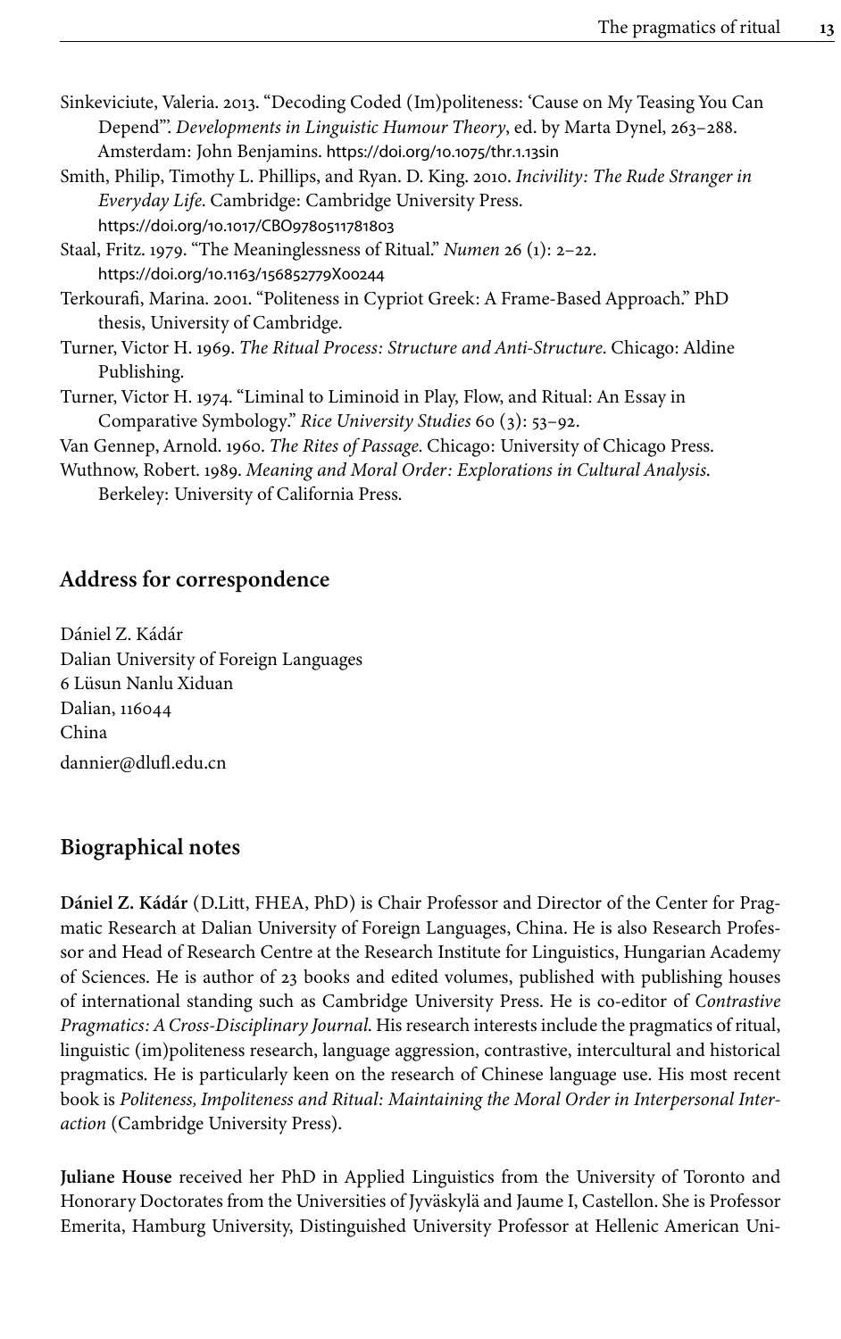Sinkeviciute, Valeria. 2013. "Decoding Coded (Im)politeness: 'Cause on My Teasing You Can Depend'". *Developments in Linguistic Humour Theory*, ed. by Marta Dynel, 263–288. Amsterdam: John Benjamins. https://doi.org/10.1075/thr.1.13sin

Smith, Philip, Timothy L. Phillips, and Ryan. D. King. 2010. *Incivility: The Rude Stranger in Everyday Life*. Cambridge: Cambridge University Press. https://doi.org/10.1017/CBO9780511781803

Staal, Fritz. 1979. "The Meaninglessness of Ritual." *Numen* 26 (1): 2–22. https://doi.org/10.1163/156852779X00244

Terkourafi, Marina. 2001. "Politeness in Cypriot Greek: A Frame-Based Approach." PhD thesis, University of Cambridge.

Turner, Victor H. 1969. *The Ritual Process: Structure and Anti-Structure*. Chicago: Aldine Publishing.

Turner, Victor H. 1974. "Liminal to Liminoid in Play, Flow, and Ritual: An Essay in Comparative Symbology." *Rice University Studies* 60 (3): 53–92.

Van Gennep, Arnold. 1960. *The Rites of Passage*. Chicago: University of Chicago Press.

Wuthnow, Robert. 1989. *Meaning and Moral Order: Explorations in Cultural Analysis*. Berkeley: University of California Press.

## Address for correspondence

Dániel Z. Kádár
Dalian University of Foreign Languages
6 Lüsun Nanlu Xiduan
Dalian, 116044
China
dannier@dlufl.edu.cn

## Biographical notes

**Dániel Z. Kádár** (D.Litt, FHEA, PhD) is Chair Professor and Director of the Center for Pragmatic Research at Dalian University of Foreign Languages, China. He is also Research Professor and Head of Research Centre at the Research Institute for Linguistics, Hungarian Academy of Sciences. He is author of 23 books and edited volumes, published with publishing houses of international standing such as Cambridge University Press. He is co-editor of *Contrastive Pragmatics: A Cross-Disciplinary Journal*. His research interests include the pragmatics of ritual, linguistic (im)politeness research, language aggression, contrastive, intercultural and historical pragmatics. He is particularly keen on the research of Chinese language use. His most recent book is *Politeness, Impoliteness and Ritual: Maintaining the Moral Order in Interpersonal Interaction* (Cambridge University Press).

**Juliane House** received her PhD in Applied Linguistics from the University of Toronto and Honorary Doctorates from the Universities of Jyväskylä and Jaume I, Castellon. She is Professor Emerita, Hamburg University, Distinguished University Professor at Hellenic American Uni-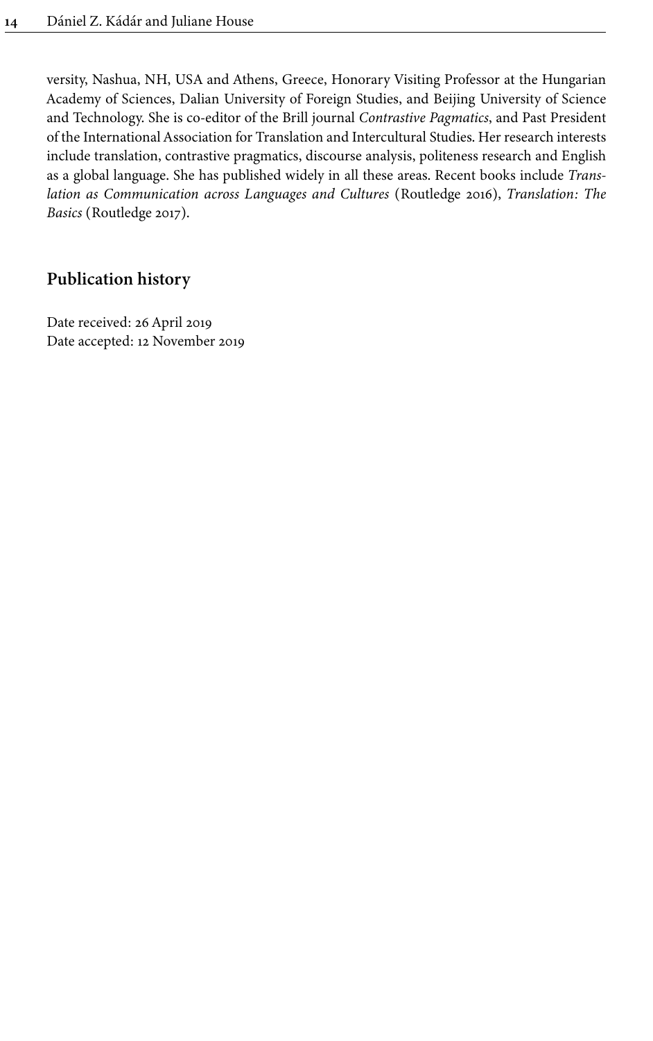versity, Nashua, NH, USA and Athens, Greece, Honorary Visiting Professor at the Hungarian Academy of Sciences, Dalian University of Foreign Studies, and Beijing University of Science and Technology. She is co-editor of the Brill journal *Contrastive Pagmatics*, and Past President of the International Association for Translation and Intercultural Studies. Her research interests include translation, contrastive pragmatics, discourse analysis, politeness research and English as a global language. She has published widely in all these areas. Recent books include *Translation as Communication across Languages and Cultures* (Routledge 2016), *Translation: The Basics* (Routledge 2017).

## Publication history

Date received: 26 April 2019
Date accepted: 12 November 2019